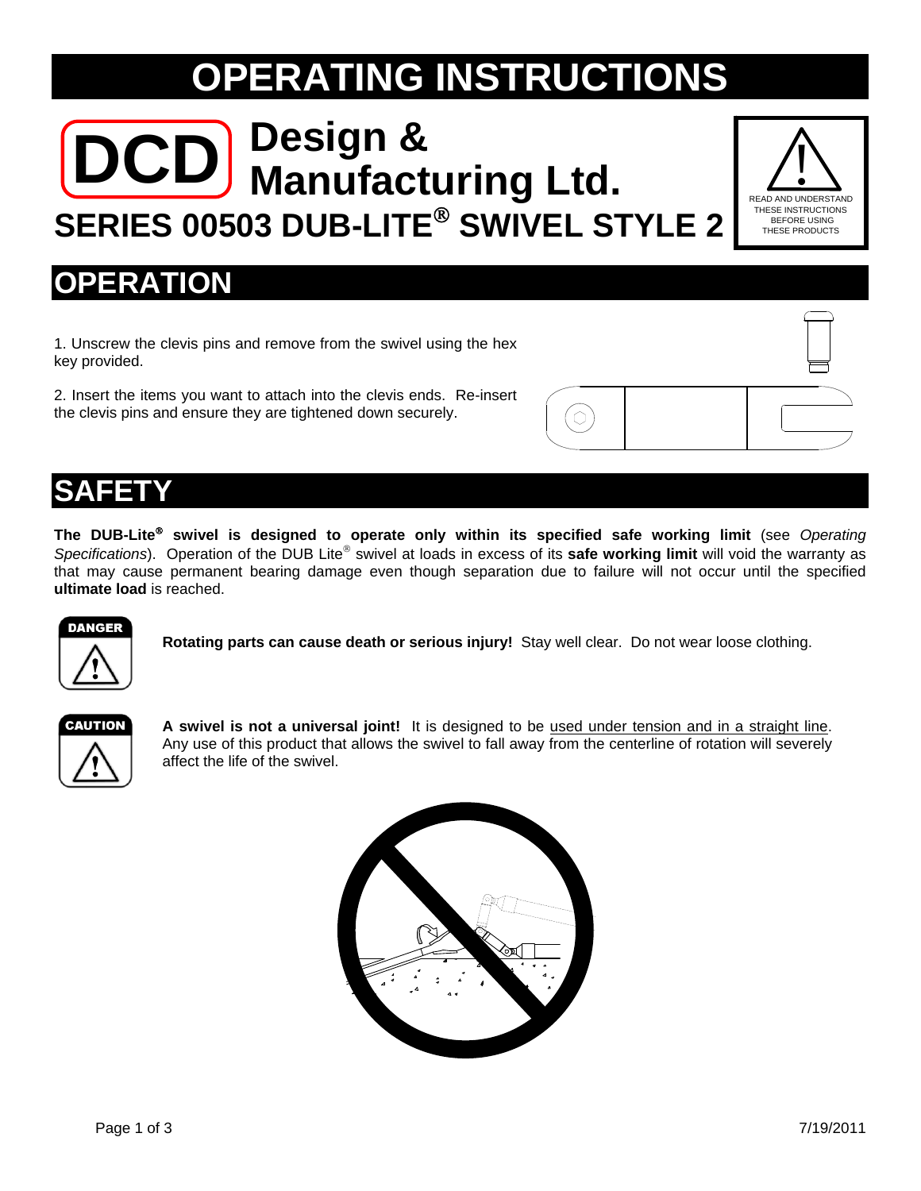# OPERATING INSTRUCTIONS

**DCD Design & Manufacturing Ltd.**

## SERIES 00503 DUB-LITE® SWIVEL STYLE 2

READ AND UNDERSTAND THESE INSTRUCTIONS BEFORE USING THESE PRODUCTS

## OPERATION

1. Unscrew the clevis pins and remove from the swivel using the hex key provided.

2. Insert the items you want to attach into the clevis ends. Re-insert the clevis pins and ensure they are tightened down securely.

## SAFETY

**The DUB-Lite® swivel is designed to operate only within its specified safe working limit** (see *Operating Specifications*). Operation of the DUB Lite® swivel at loads in excess of its **safe working limit** will void the warranty as that may cause permanent bearing damage even though separation due to failure will not occur until the specified **ultimate load** is reached.

**DANGER**

**Rotating parts can cause death or serious injury!** Stay well clear. Do not wear loose clothing.

**CAUTION**

**A swivel is not a universal joint!** It is designed to be used under tension and in a straight line. Any use of this product that allows the swivel to fall away from the centerline of rotation will severely affect the life of the swivel.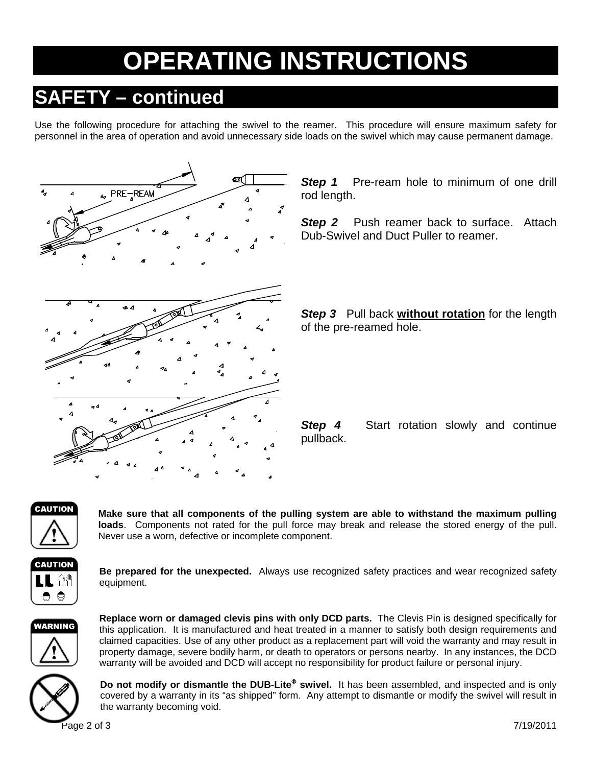# OPERATING INSTRUCTIONS

## SAFETY – continued

Use the following procedure for attaching the swivel to the reamer. This procedure will ensure maximum safety for personnel in the area of operation and avoid unnecessary side loads on the swivel which may cause permanent damage.

***Step 1*** Pre-ream hole to minimum of one drill rod length.

***Step 2*** Push reamer back to surface. Attach Dub-Swivel and Duct Puller to reamer.

***Step 3*** Pull back **without rotation** for the length of the pre-reamed hole.

***Step 4*** Start rotation slowly and continue pullback.

CAUTION

**Make sure that all components of the pulling system are able to withstand the maximum pulling loads**. Components not rated for the pull force may break and release the stored energy of the pull. Never use a worn, defective or incomplete component.

CAUTION

**Be prepared for the unexpected.** Always use recognized safety practices and wear recognized safety equipment.

WARNING

**Replace worn or damaged clevis pins with only DCD parts.** The Clevis Pin is designed specifically for this application. It is manufactured and heat treated in a manner to satisfy both design requirements and claimed capacities. Use of any other product as a replacement part will void the warranty and may result in property damage, severe bodily harm, or death to operators or persons nearby. In any instances, the DCD warranty will be avoided and DCD will accept no responsibility for product failure or personal injury.

**Do not modify or dismantle the DUB-Lite® swivel.** It has been assembled, and inspected and is only covered by a warranty in its "as shipped" form. Any attempt to dismantle or modify the swivel will result in the warranty becoming void.

7/19/2011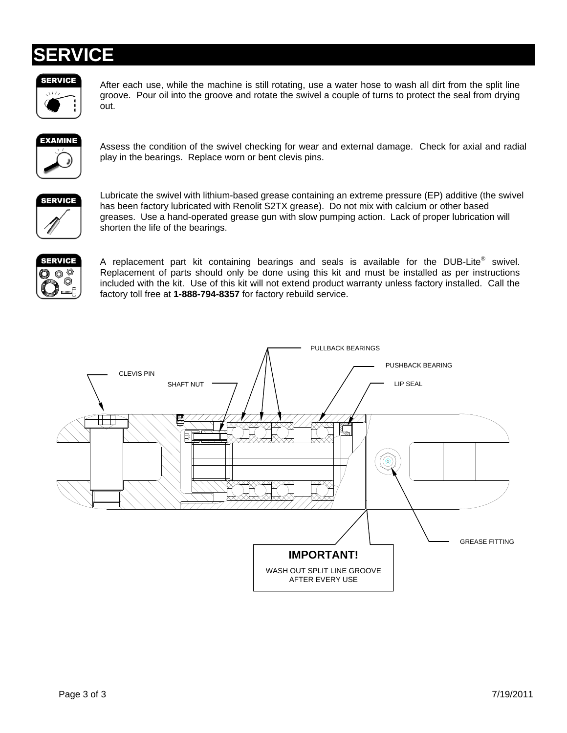# SERVICE

**SERVICE**

After each use, while the machine is still rotating, use a water hose to wash all dirt from the split line groove. Pour oil into the groove and rotate the swivel a couple of turns to protect the seal from drying out.

**EXAMINE**

Assess the condition of the swivel checking for wear and external damage. Check for axial and radial play in the bearings. Replace worn or bent clevis pins.

**SERVICE**

Lubricate the swivel with lithium-based grease containing an extreme pressure (EP) additive (the swivel has been factory lubricated with Renolit S2TX grease). Do not mix with calcium or other based greases. Use a hand-operated grease gun with slow pumping action. Lack of proper lubrication will shorten the life of the bearings.

**SERVICE**

A replacement part kit containing bearings and seals is available for the DUB-Lite® swivel. Replacement of parts should only be done using this kit and must be installed as per instructions included with the kit. Use of this kit will not extend product warranty unless factory installed. Call the factory toll free at **1-888-794-8357** for factory rebuild service.

PULLBACK BEARINGS

PUSHBACK BEARING

CLEVIS PIN

SHAFT NUT

LIP SEAL

GREASE FITTING

**IMPORTANT!**

WASH OUT SPLIT LINE GROOVE AFTER EVERY USE